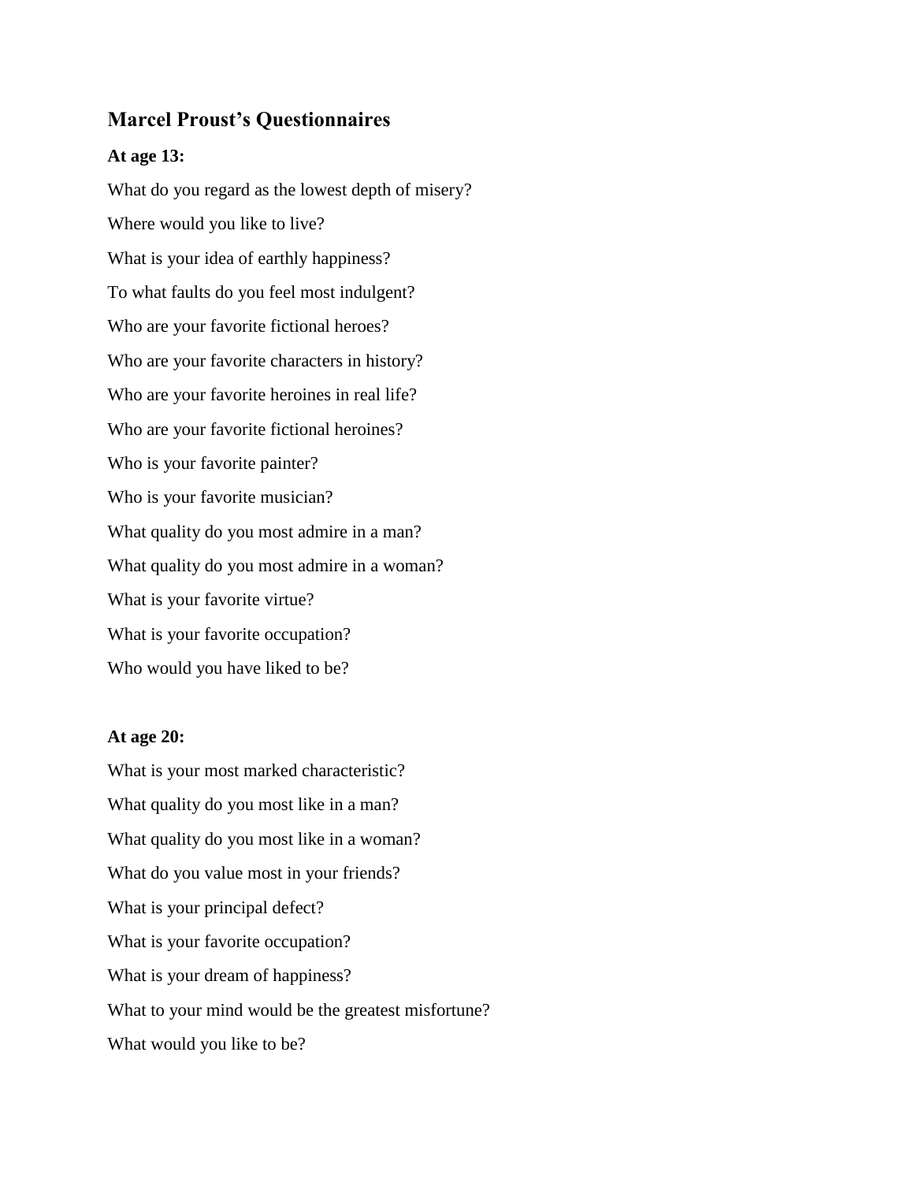## Marcel Proust's Questionnaires

**At age 13:**

What do you regard as the lowest depth of misery?

Where would you like to live?

What is your idea of earthly happiness?

To what faults do you feel most indulgent?

Who are your favorite fictional heroes?

Who are your favorite characters in history?

Who are your favorite heroines in real life?

Who are your favorite fictional heroines?

Who is your favorite painter?

Who is your favorite musician?

What quality do you most admire in a man?

What quality do you most admire in a woman?

What is your favorite virtue?

What is your favorite occupation?

Who would you have liked to be?

**At age 20:**

What is your most marked characteristic?

What quality do you most like in a man?

What quality do you most like in a woman?

What do you value most in your friends?

What is your principal defect?

What is your favorite occupation?

What is your dream of happiness?

What to your mind would be the greatest misfortune?

What would you like to be?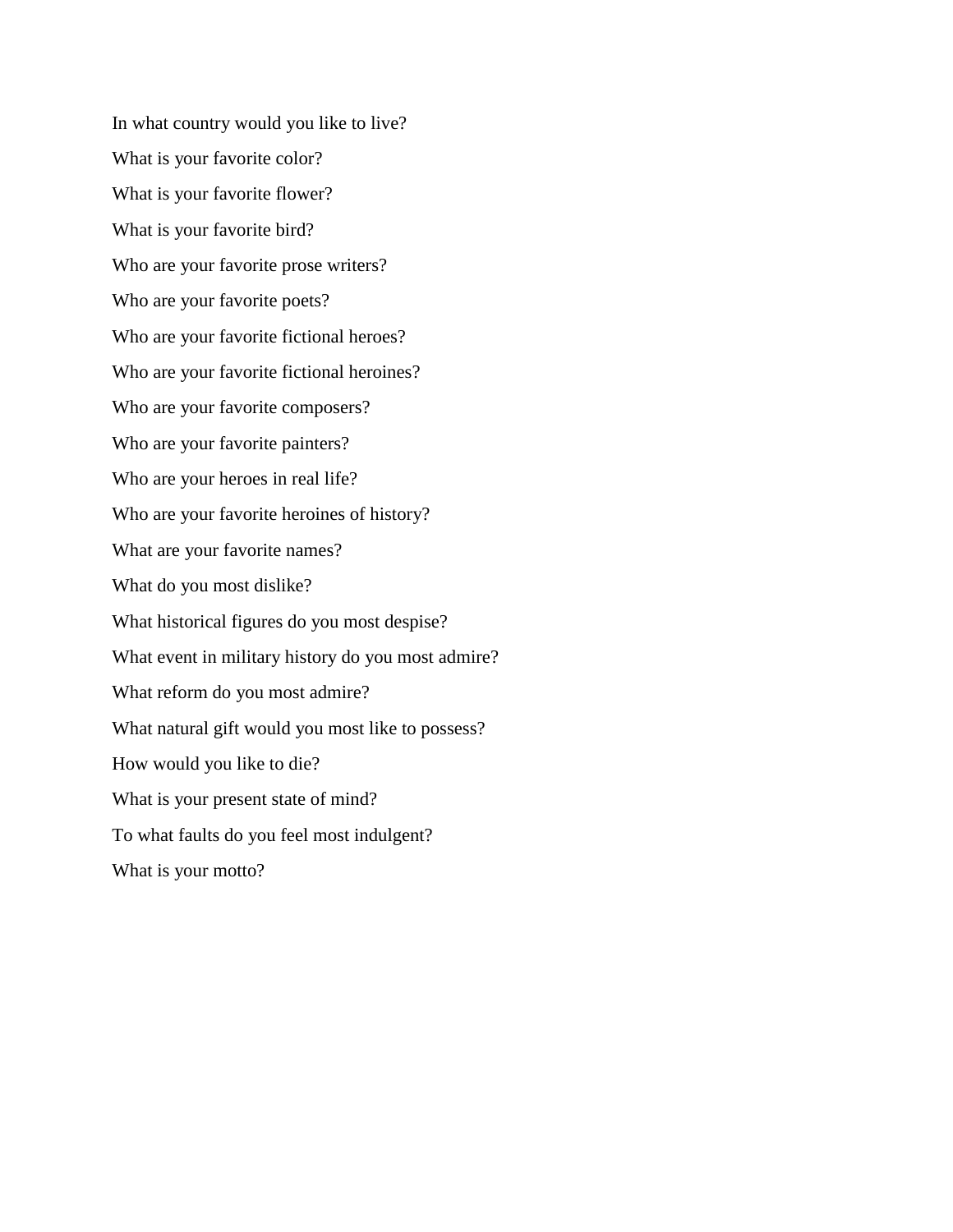In what country would you like to live?

What is your favorite color?

What is your favorite flower?

What is your favorite bird?

Who are your favorite prose writers?

Who are your favorite poets?

Who are your favorite fictional heroes?

Who are your favorite fictional heroines?

Who are your favorite composers?

Who are your favorite painters?

Who are your heroes in real life?

Who are your favorite heroines of history?

What are your favorite names?

What do you most dislike?

What historical figures do you most despise?

What event in military history do you most admire?

What reform do you most admire?

What natural gift would you most like to possess?

How would you like to die?

What is your present state of mind?

To what faults do you feel most indulgent?

What is your motto?